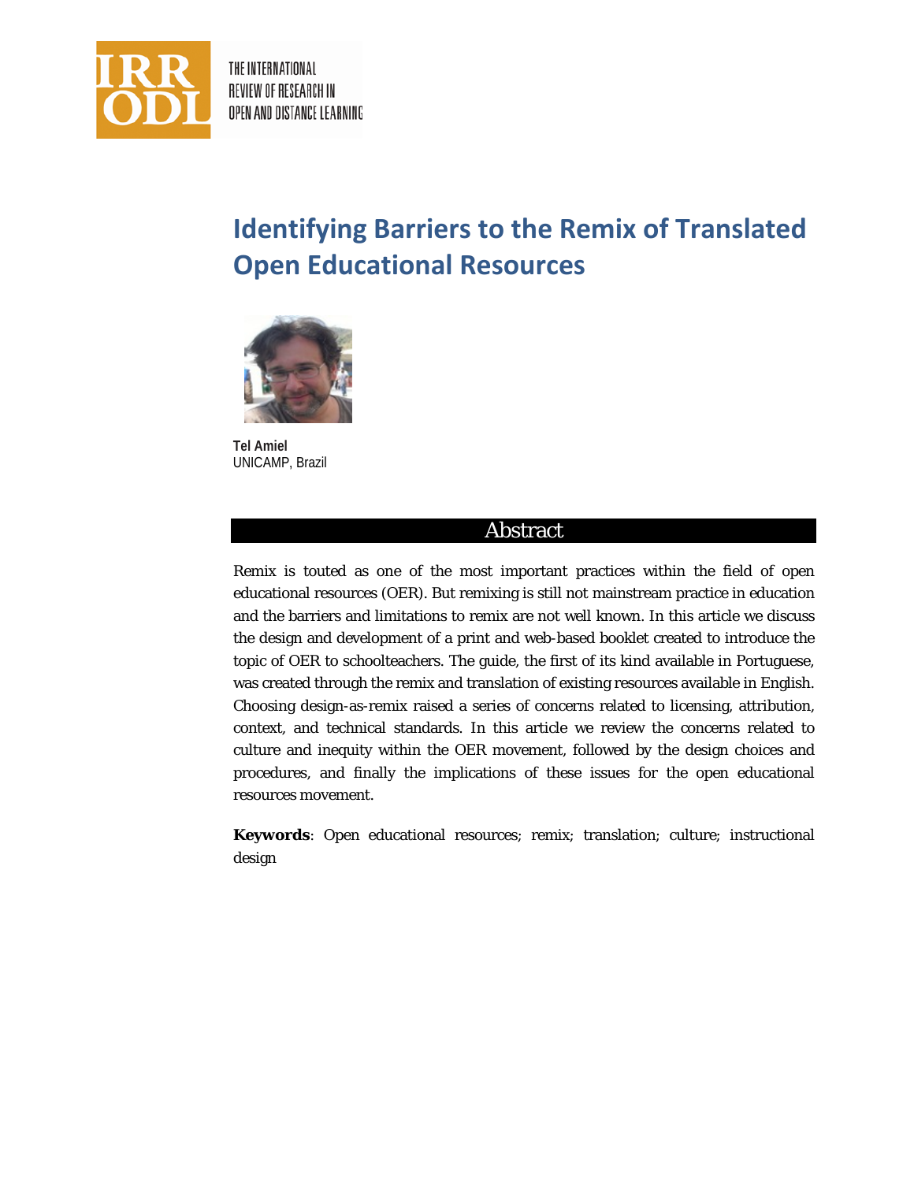# Identifying Barriers to the Remix of Translated Open Educational Resources

**Tel Amiel**
UNICAMP, Brazil

## Abstract

Remix is touted as one of the most important practices within the field of open educational resources (OER). But remixing is still not mainstream practice in education and the barriers and limitations to remix are not well known. In this article we discuss the design and development of a print and web-based booklet created to introduce the topic of OER to schoolteachers. The guide, the first of its kind available in Portuguese, was created through the remix and translation of existing resources available in English. Choosing design-as-remix raised a series of concerns related to licensing, attribution, context, and technical standards. In this article we review the concerns related to culture and inequity within the OER movement, followed by the design choices and procedures, and finally the implications of these issues for the open educational resources movement.

**Keywords**: Open educational resources; remix; translation; culture; instructional design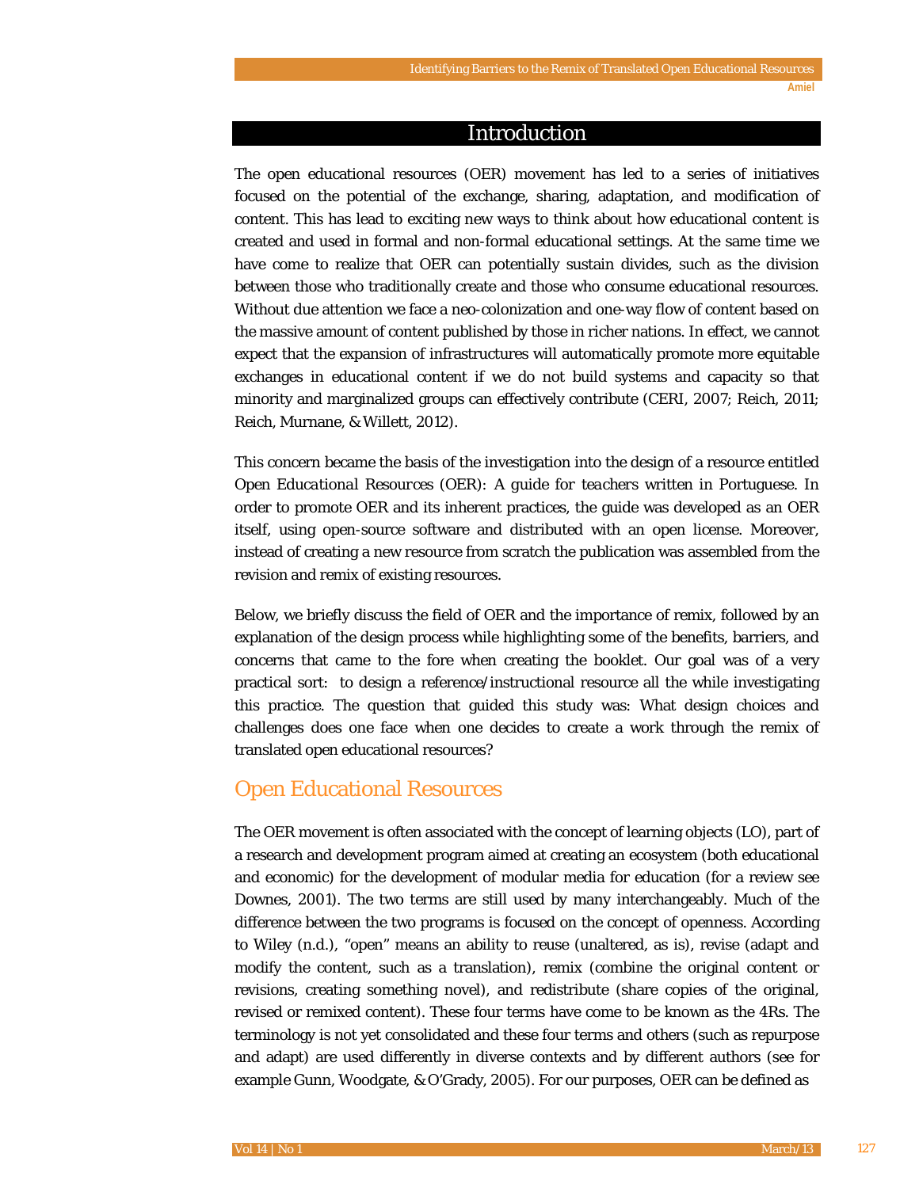# Introduction

The open educational resources (OER) movement has led to a series of initiatives focused on the potential of the exchange, sharing, adaptation, and modification of content. This has lead to exciting new ways to think about how educational content is created and used in formal and non-formal educational settings. At the same time we have come to realize that OER can potentially sustain divides, such as the division between those who traditionally create and those who consume educational resources. Without due attention we face a neo-colonization and one-way flow of content based on the massive amount of content published by those in richer nations. In effect, we cannot expect that the expansion of infrastructures will automatically promote more equitable exchanges in educational content if we do not build systems and capacity so that minority and marginalized groups can effectively contribute (CERI, 2007; Reich, 2011; Reich, Murnane, & Willett, 2012).

This concern became the basis of the investigation into the design of a resource entitled *Open Educational Resources (OER): A guide for teachers* written in Portuguese. In order to promote OER and its inherent practices, the guide was developed as an OER itself, using open-source software and distributed with an open license. Moreover, instead of creating a new resource from scratch the publication was assembled from the revision and remix of existing resources.

Below, we briefly discuss the field of OER and the importance of remix, followed by an explanation of the design process while highlighting some of the benefits, barriers, and concerns that came to the fore when creating the booklet. Our goal was of a very practical sort: to design a reference/instructional resource all the while investigating this practice. The question that guided this study was: What design choices and challenges does one face when one decides to create a work through the remix of translated open educational resources?

## Open Educational Resources

The OER movement is often associated with the concept of learning objects (LO), part of a research and development program aimed at creating an ecosystem (both educational and economic) for the development of modular media for education (for a review see Downes, 2001). The two terms are still used by many interchangeably. Much of the difference between the two programs is focused on the concept of openness. According to Wiley (n.d.), "open" means an ability to reuse (unaltered, as is), revise (adapt and modify the content, such as a translation), remix (combine the original content or revisions, creating something novel), and redistribute (share copies of the original, revised or remixed content). These four terms have come to be known as the 4Rs. The terminology is not yet consolidated and these four terms and others (such as repurpose and adapt) are used differently in diverse contexts and by different authors (see for example Gunn, Woodgate, & O'Grady, 2005). For our purposes, OER can be defined as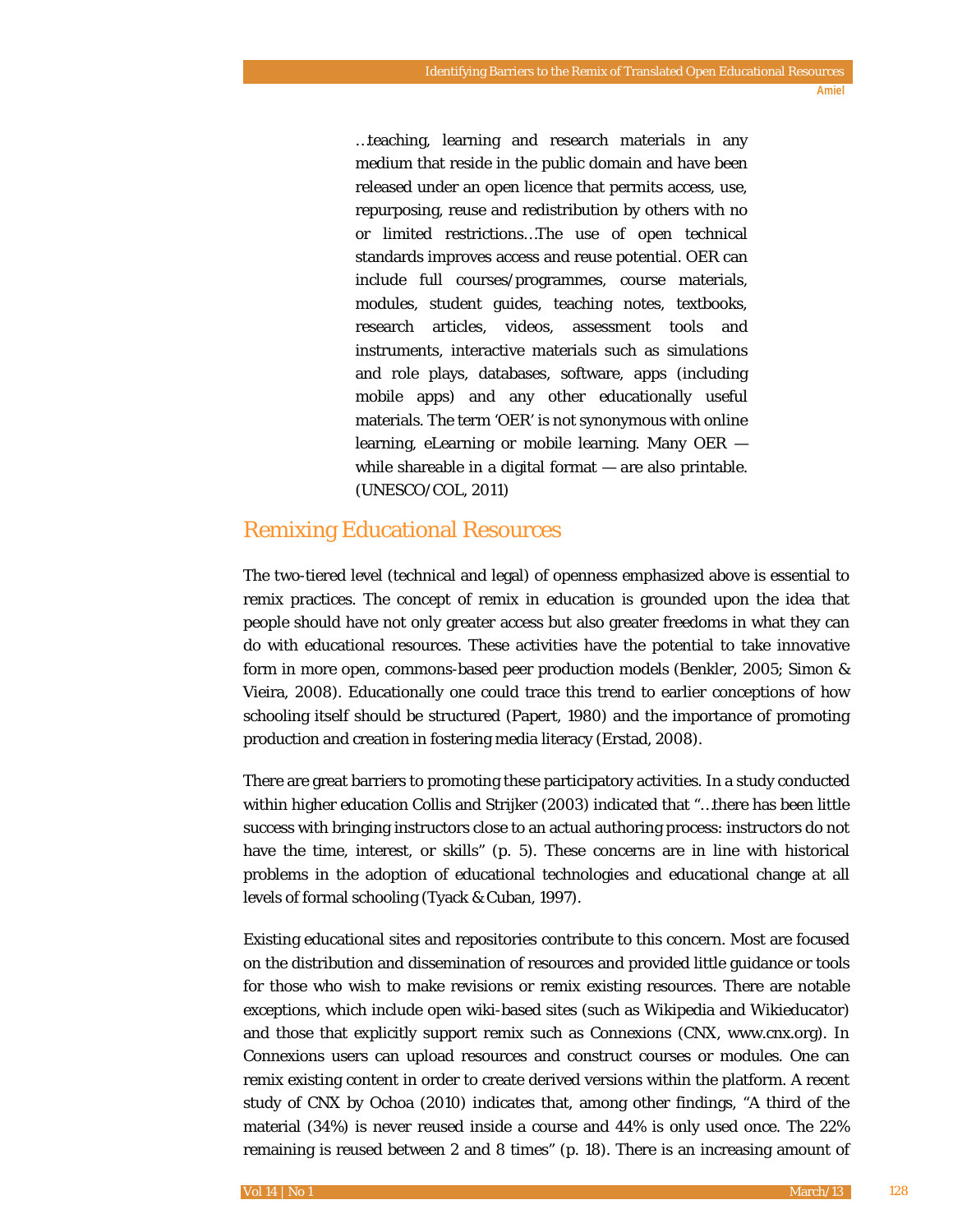> …teaching, learning and research materials in any medium that reside in the public domain and have been released under an open licence that permits access, use, repurposing, reuse and redistribution by others with no or limited restrictions…The use of open technical standards improves access and reuse potential. OER can include full courses/programmes, course materials, modules, student guides, teaching notes, textbooks, research articles, videos, assessment tools and instruments, interactive materials such as simulations and role plays, databases, software, apps (including mobile apps) and any other educationally useful materials. The term 'OER' is not synonymous with online learning, eLearning or mobile learning. Many OER — while shareable in a digital format — are also printable. (UNESCO/COL, 2011)

## Remixing Educational Resources

The two-tiered level (technical and legal) of openness emphasized above is essential to remix practices. The concept of remix in education is grounded upon the idea that people should have not only greater access but also greater freedoms in what they can do with educational resources. These activities have the potential to take innovative form in more open, commons-based peer production models (Benkler, 2005; Simon & Vieira, 2008). Educationally one could trace this trend to earlier conceptions of how schooling itself should be structured (Papert, 1980) and the importance of promoting production and creation in fostering media literacy (Erstad, 2008).

There are great barriers to promoting these participatory activities. In a study conducted within higher education Collis and Strijker (2003) indicated that "…there has been little success with bringing instructors close to an actual authoring process: instructors do not have the time, interest, or skills" (p. 5). These concerns are in line with historical problems in the adoption of educational technologies and educational change at all levels of formal schooling (Tyack & Cuban, 1997).

Existing educational sites and repositories contribute to this concern. Most are focused on the distribution and dissemination of resources and provided little guidance or tools for those who wish to make revisions or remix existing resources. There are notable exceptions, which include open wiki-based sites (such as Wikipedia and Wikieducator) and those that explicitly support remix such as Connexions (CNX, www.cnx.org). In Connexions users can upload resources and construct courses or modules. One can remix existing content in order to create derived versions within the platform. A recent study of CNX by Ochoa (2010) indicates that, among other findings, "A third of the material (34%) is never reused inside a course and 44% is only used once. The 22% remaining is reused between 2 and 8 times" (p. 18). There is an increasing amount of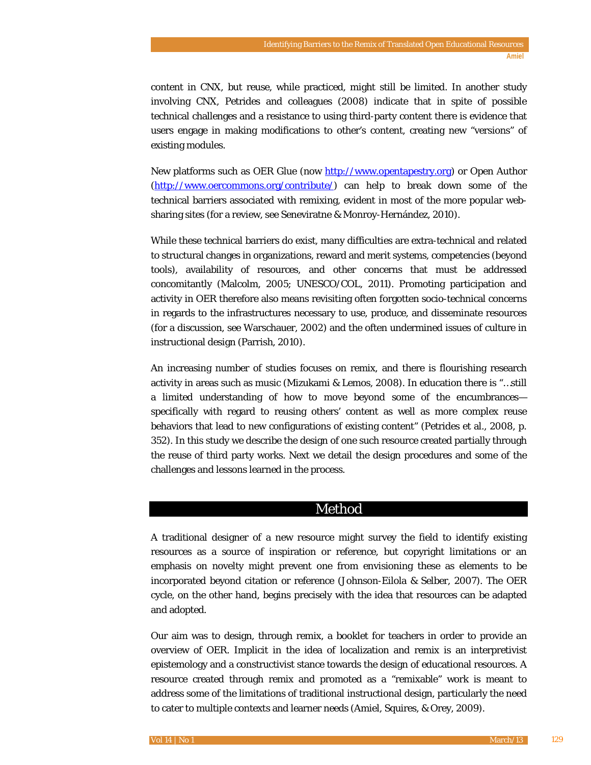content in CNX, but reuse, while practiced, might still be limited. In another study involving CNX, Petrides and colleagues (2008) indicate that in spite of possible technical challenges and a resistance to using third-party content there is evidence that users engage in making modifications to other's content, creating new "versions" of existing modules.

New platforms such as OER Glue (now http://www.opentapestry.org) or Open Author (http://www.oercommons.org/contribute/) can help to break down some of the technical barriers associated with remixing, evident in most of the more popular web-sharing sites (for a review, see Seneviratne & Monroy-Hernández, 2010).

While these technical barriers do exist, many difficulties are extra-technical and related to structural changes in organizations, reward and merit systems, competencies (beyond tools), availability of resources, and other concerns that must be addressed concomitantly (Malcolm, 2005; UNESCO/COL, 2011). Promoting participation and activity in OER therefore also means revisiting often forgotten socio-technical concerns in regards to the infrastructures necessary to use, produce, and disseminate resources (for a discussion, see Warschauer, 2002) and the often undermined issues of culture in instructional design (Parrish, 2010).

An increasing number of studies focuses on remix, and there is flourishing research activity in areas such as music (Mizukami & Lemos, 2008). In education there is "…still a limited understanding of how to move beyond some of the encumbrances—specifically with regard to reusing others' content as well as more complex reuse behaviors that lead to new configurations of existing content" (Petrides et al., 2008, p. 352). In this study we describe the design of one such resource created partially through the reuse of third party works. Next we detail the design procedures and some of the challenges and lessons learned in the process.

## Method

A traditional designer of a new resource might survey the field to identify existing resources as a source of inspiration or reference, but copyright limitations or an emphasis on novelty might prevent one from envisioning these as elements to be incorporated beyond citation or reference (Johnson-Eilola & Selber, 2007). The OER cycle, on the other hand, begins precisely with the idea that resources can be adapted and adopted.

Our aim was to design, through remix, a booklet for teachers in order to provide an overview of OER. Implicit in the idea of localization and remix is an interpretivist epistemology and a constructivist stance towards the design of educational resources. A resource created through remix and promoted as a "remixable" work is meant to address some of the limitations of traditional instructional design, particularly the need to cater to multiple contexts and learner needs (Amiel, Squires, & Orey, 2009).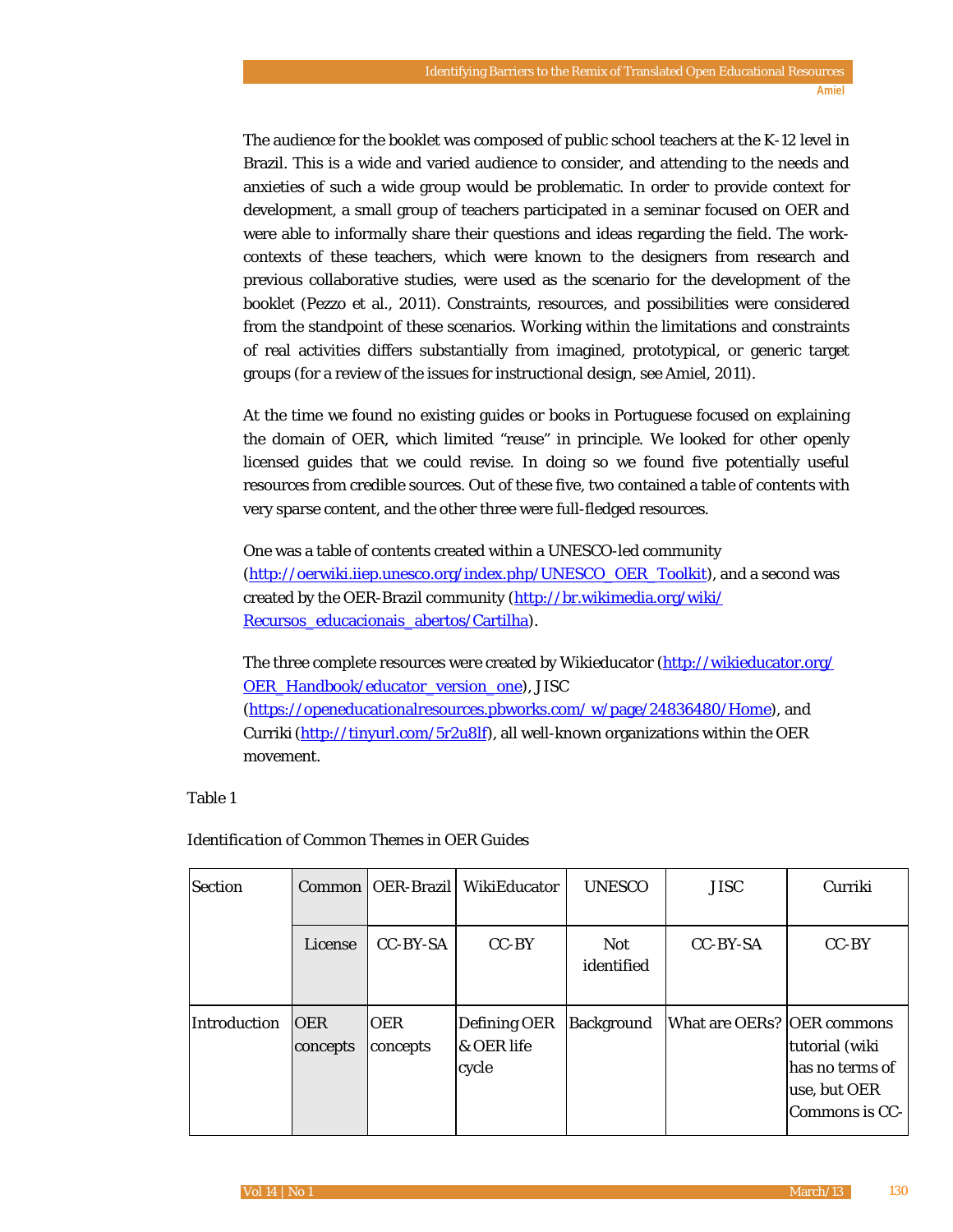The audience for the booklet was composed of public school teachers at the K-12 level in Brazil. This is a wide and varied audience to consider, and attending to the needs and anxieties of such a wide group would be problematic. In order to provide context for development, a small group of teachers participated in a seminar focused on OER and were able to informally share their questions and ideas regarding the field. The work-contexts of these teachers, which were known to the designers from research and previous collaborative studies, were used as the scenario for the development of the booklet (Pezzo et al., 2011). Constraints, resources, and possibilities were considered from the standpoint of these scenarios. Working within the limitations and constraints of real activities differs substantially from imagined, prototypical, or generic target groups (for a review of the issues for instructional design, see Amiel, 2011).

At the time we found no existing guides or books in Portuguese focused on explaining the domain of OER, which limited "reuse" in principle. We looked for other openly licensed guides that we could revise. In doing so we found five potentially useful resources from credible sources. Out of these five, two contained a table of contents with very sparse content, and the other three were full-fledged resources.

One was a table of contents created within a UNESCO-led community (http://oerwiki.iiep.unesco.org/index.php/UNESCO_OER_Toolkit), and a second was created by the OER-Brazil community (http://br.wikimedia.org/wiki/Recursos_educacionais_abertos/Cartilha).

The three complete resources were created by Wikieducator (http://wikieducator.org/OER_Handbook/educator_version_one), JISC (https://openeducationalresources.pbworks.com/w/page/24836480/Home), and Curriki (http://tinyurl.com/5r2u8lf), all well-known organizations within the OER movement.

Table 1

*Identification of Common Themes in OER Guides*

| Section | Common | OER-Brazil | WikiEducator | UNESCO | JISC | Curriki |
|---|---|---|---|---|---|---|
| | License | CC-BY-SA | CC-BY | Not identified | CC-BY-SA | CC-BY |
| Introduction | OER concepts | OER concepts | Defining OER & OER life cycle | Background | What are OERs? | OER commons tutorial (wiki has no terms of use, but OER Commons is CC- |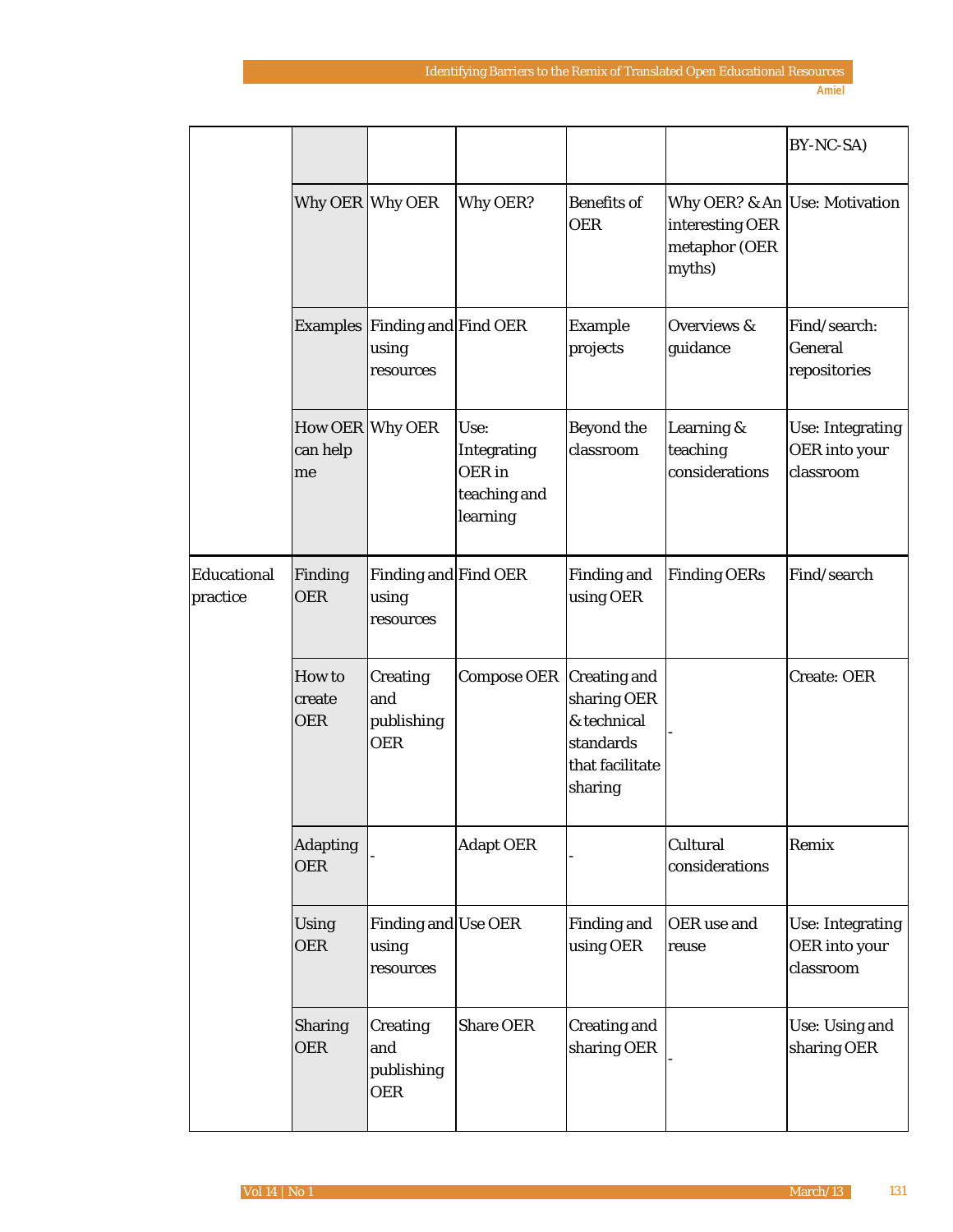| | | | | | | |
|---|---|---|---|---|---|---|
| | | | | | | BY-NC-SA) |
| | Why OER | Why OER | Why OER? | Benefits of OER | Why OER? & An interesting OER metaphor (OER myths) | Use: Motivation |
| | Examples | Finding and using resources | Find OER | Example projects | Overviews & guidance | Find/search: General repositories |
| | How OER can help me | Why OER | Use: Integrating OER in teaching and learning | Beyond the classroom | Learning & teaching considerations | Use: Integrating OER into your classroom |
| Educational practice | Finding OER | Finding and using resources | Find OER | Finding and using OER | Finding OERs | Find/search |
| | How to create OER | Creating and publishing OER | Compose OER | Creating and sharing OER & technical standards that facilitate sharing | - | Create: OER |
| | Adapting OER | - | Adapt OER | - | Cultural considerations | Remix |
| | Using OER | Finding and using resources | Use OER | Finding and using OER | OER use and reuse | Use: Integrating OER into your classroom |
| | Sharing OER | Creating and publishing OER | Share OER | Creating and sharing OER | - | Use: Using and sharing OER |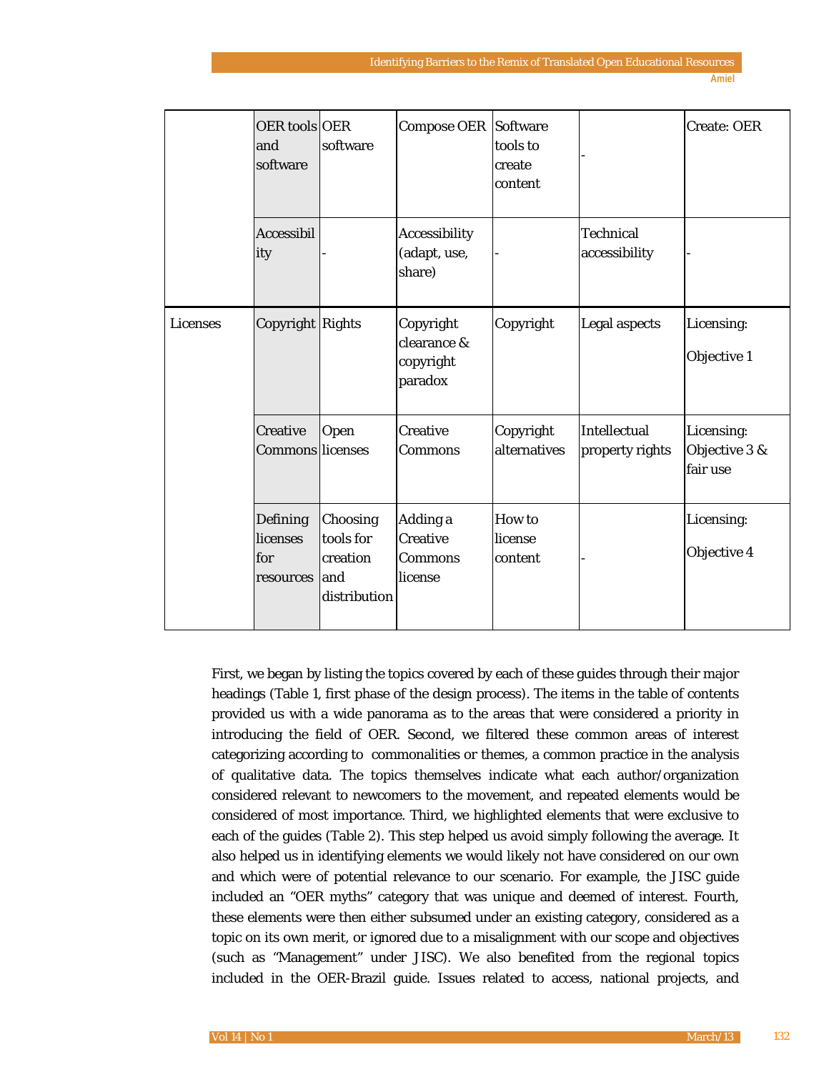|  |  |  |  |  |  |  |
|---|---|---|---|---|---|---|
|  | OER tools and software | OER software | Compose OER | Software tools to create content | - | Create: OER |
|  | Accessibility | - | Accessibility (adapt, use, share) | - | Technical accessibility | - |
| Licenses | Copyright | Rights | Copyright clearance & copyright paradox | Copyright | Legal aspects | Licensing: Objective 1 |
|  | Creative Commons | Open licenses | Creative Commons | Copyright alternatives | Intellectual property rights | Licensing: Objective 3 & fair use |
|  | Defining licenses for resources | Choosing tools for creation and distribution | Adding a Creative Commons license | How to license content | - | Licensing: Objective 4 |

First, we began by listing the topics covered by each of these guides through their major headings (Table 1, first phase of the design process). The items in the table of contents provided us with a wide panorama as to the areas that were considered a priority in introducing the field of OER. Second, we filtered these common areas of interest categorizing according to commonalities or themes, a common practice in the analysis of qualitative data. The topics themselves indicate what each author/organization considered relevant to newcomers to the movement, and repeated elements would be considered of most importance. Third, we highlighted elements that were exclusive to each of the guides (Table 2). This step helped us avoid simply following the average. It also helped us in identifying elements we would likely not have considered on our own and which were of potential relevance to our scenario. For example, the JISC guide included an "OER myths" category that was unique and deemed of interest. Fourth, these elements were then either subsumed under an existing category, considered as a topic on its own merit, or ignored due to a misalignment with our scope and objectives (such as "Management" under JISC). We also benefited from the regional topics included in the OER-Brazil guide. Issues related to access, national projects, and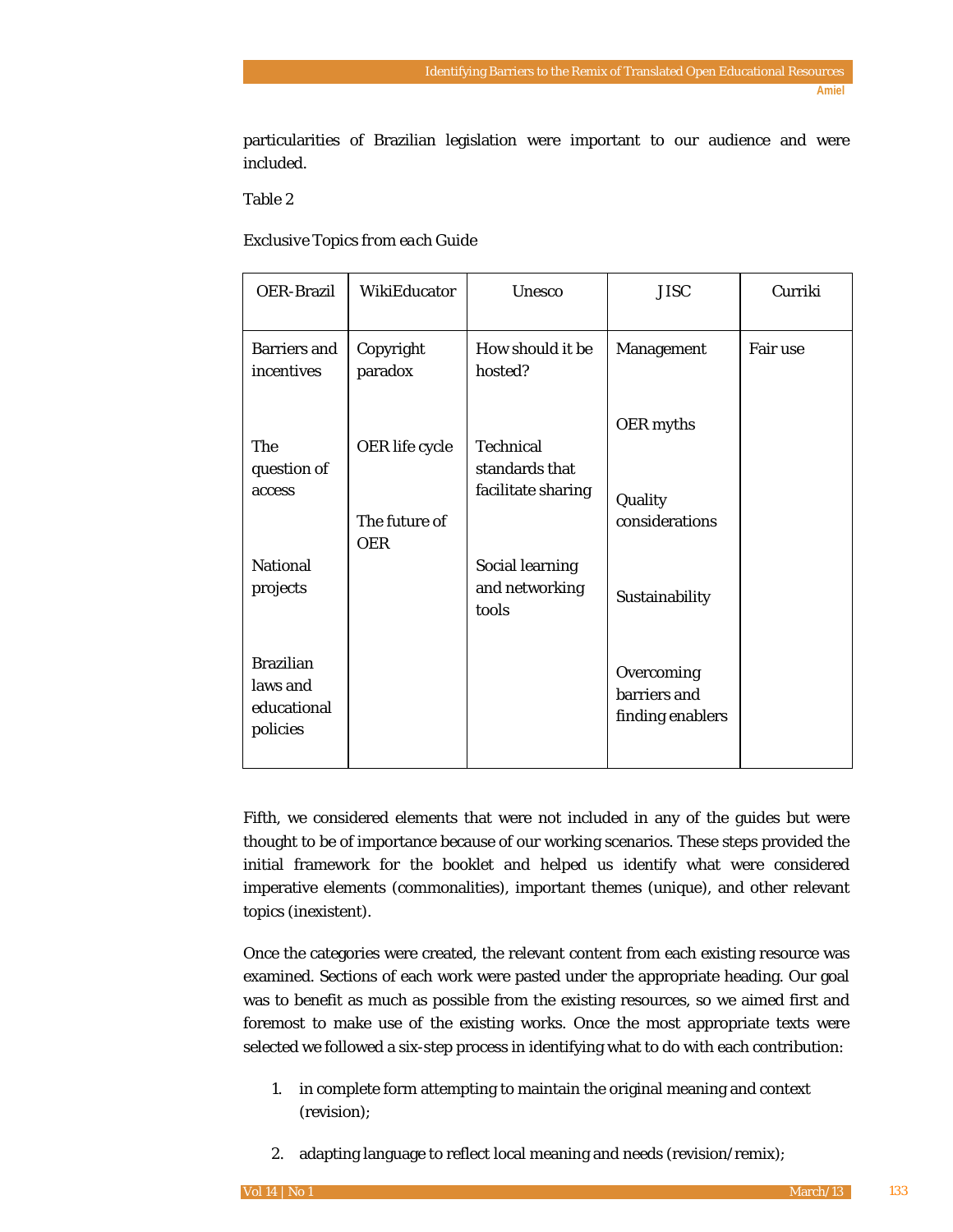particularities of Brazilian legislation were important to our audience and were included.

Table 2

*Exclusive Topics from each Guide*

| OER-Brazil | WikiEducator | Unesco | JISC | Curriki |
|---|---|---|---|---|
| Barriers and incentives | Copyright paradox | How should it be hosted? | Management | Fair use |
| The question of access | OER life cycle | Technical standards that facilitate sharing | OER myths | |
| National projects | The future of OER | Social learning and networking tools | Quality considerations | |
| Brazilian laws and educational policies | | | Sustainability | |
| | | | Overcoming barriers and finding enablers | |

Fifth, we considered elements that were not included in any of the guides but were thought to be of importance because of our working scenarios. These steps provided the initial framework for the booklet and helped us identify what were considered imperative elements (commonalities), important themes (unique), and other relevant topics (inexistent).

Once the categories were created, the relevant content from each existing resource was examined. Sections of each work were pasted under the appropriate heading. Our goal was to benefit as much as possible from the existing resources, so we aimed first and foremost to make use of the existing works. Once the most appropriate texts were selected we followed a six-step process in identifying what to do with each contribution:

1. in complete form attempting to maintain the original meaning and context (revision);
2. adapting language to reflect local meaning and needs (revision/remix);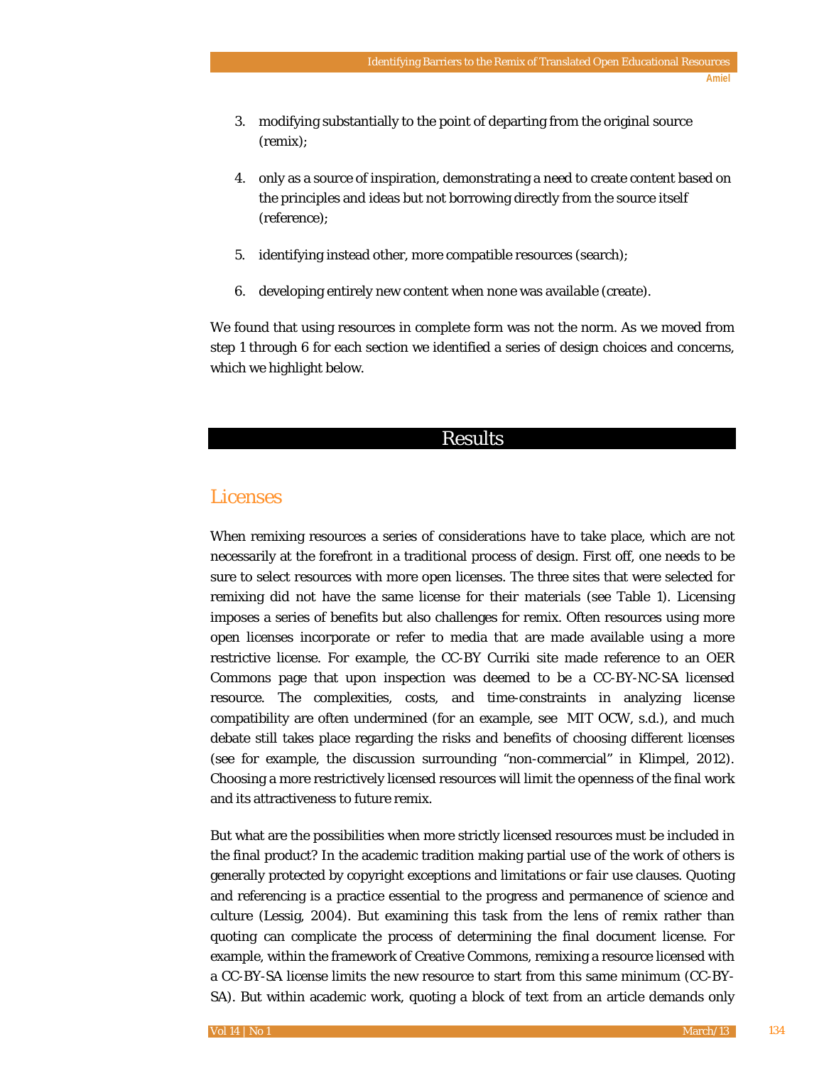3. modifying substantially to the point of departing from the original source (remix);

4. only as a source of inspiration, demonstrating a need to create content based on the principles and ideas but not borrowing directly from the source itself (reference);

5. identifying instead other, more compatible resources (search);

6. developing entirely new content when none was available (create).

We found that using resources in complete form was not the norm. As we moved from step 1 through 6 for each section we identified a series of design choices and concerns, which we highlight below.

# Results

## Licenses

When remixing resources a series of considerations have to take place, which are not necessarily at the forefront in a traditional process of design. First off, one needs to be sure to select resources with more open licenses. The three sites that were selected for remixing did not have the same license for their materials (see Table 1). Licensing imposes a series of benefits but also challenges for remix. Often resources using more open licenses incorporate or refer to media that are made available using a more restrictive license. For example, the CC-BY Curriki site made reference to an OER Commons page that upon inspection was deemed to be a CC-BY-NC-SA licensed resource. The complexities, costs, and time-constraints in analyzing license compatibility are often undermined (for an example, see MIT OCW, s.d.), and much debate still takes place regarding the risks and benefits of choosing different licenses (see for example, the discussion surrounding "non-commercial" in Klimpel, 2012). Choosing a more restrictively licensed resources will limit the openness of the final work and its attractiveness to future remix.

But what are the possibilities when more strictly licensed resources must be included in the final product? In the academic tradition making partial use of the work of others is generally protected by copyright exceptions and limitations or fair use clauses. Quoting and referencing is a practice essential to the progress and permanence of science and culture (Lessig, 2004). But examining this task from the lens of remix rather than quoting can complicate the process of determining the final document license. For example, within the framework of Creative Commons, remixing a resource licensed with a CC-BY-SA license limits the new resource to start from this same minimum (CC-BY-SA). But within academic work, quoting a block of text from an article demands only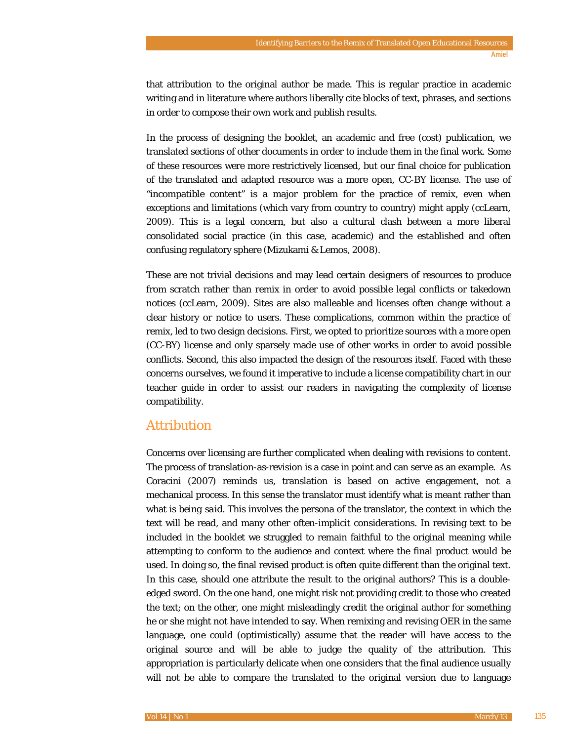that attribution to the original author be made. This is regular practice in academic writing and in literature where authors liberally cite blocks of text, phrases, and sections in order to compose their own work and publish results.

In the process of designing the booklet, an academic and free (cost) publication, we translated sections of other documents in order to include them in the final work. Some of these resources were more restrictively licensed, but our final choice for publication of the translated and adapted resource was a more open, CC-BY license. The use of "incompatible content" is a major problem for the practice of remix, even when exceptions and limitations (which vary from country to country) might apply (ccLearn, 2009). This is a legal concern, but also a cultural clash between a more liberal consolidated social practice (in this case, academic) and the established and often confusing regulatory sphere (Mizukami & Lemos, 2008).

These are not trivial decisions and may lead certain designers of resources to produce from scratch rather than remix in order to avoid possible legal conflicts or takedown notices (ccLearn, 2009). Sites are also malleable and licenses often change without a clear history or notice to users. These complications, common within the practice of remix, led to two design decisions. First, we opted to prioritize sources with a more open (CC-BY) license and only sparsely made use of other works in order to avoid possible conflicts. Second, this also impacted the design of the resources itself. Faced with these concerns ourselves, we found it imperative to include a license compatibility chart in our teacher guide in order to assist our readers in navigating the complexity of license compatibility.

## Attribution

Concerns over licensing are further complicated when dealing with revisions to content. The process of translation-as-revision is a case in point and can serve as an example. As Coracini (2007) reminds us, translation is based on active engagement, not a mechanical process. In this sense the translator must identify what is *meant* rather than what is being *said*. This involves the persona of the translator, the context in which the text will be read, and many other often-implicit considerations. In revising text to be included in the booklet we struggled to remain faithful to the original meaning while attempting to conform to the audience and context where the final product would be used. In doing so, the final revised product is often quite different than the original text. In this case, should one attribute the result to the original authors? This is a double-edged sword. On the one hand, one might risk not providing credit to those who created the text; on the other, one might misleadingly credit the original author for something he or she might not have intended to say. When remixing and revising OER in the same language, one could (optimistically) assume that the reader will have access to the original source and will be able to judge the quality of the attribution. This appropriation is particularly delicate when one considers that the final audience usually will not be able to compare the translated to the original version due to language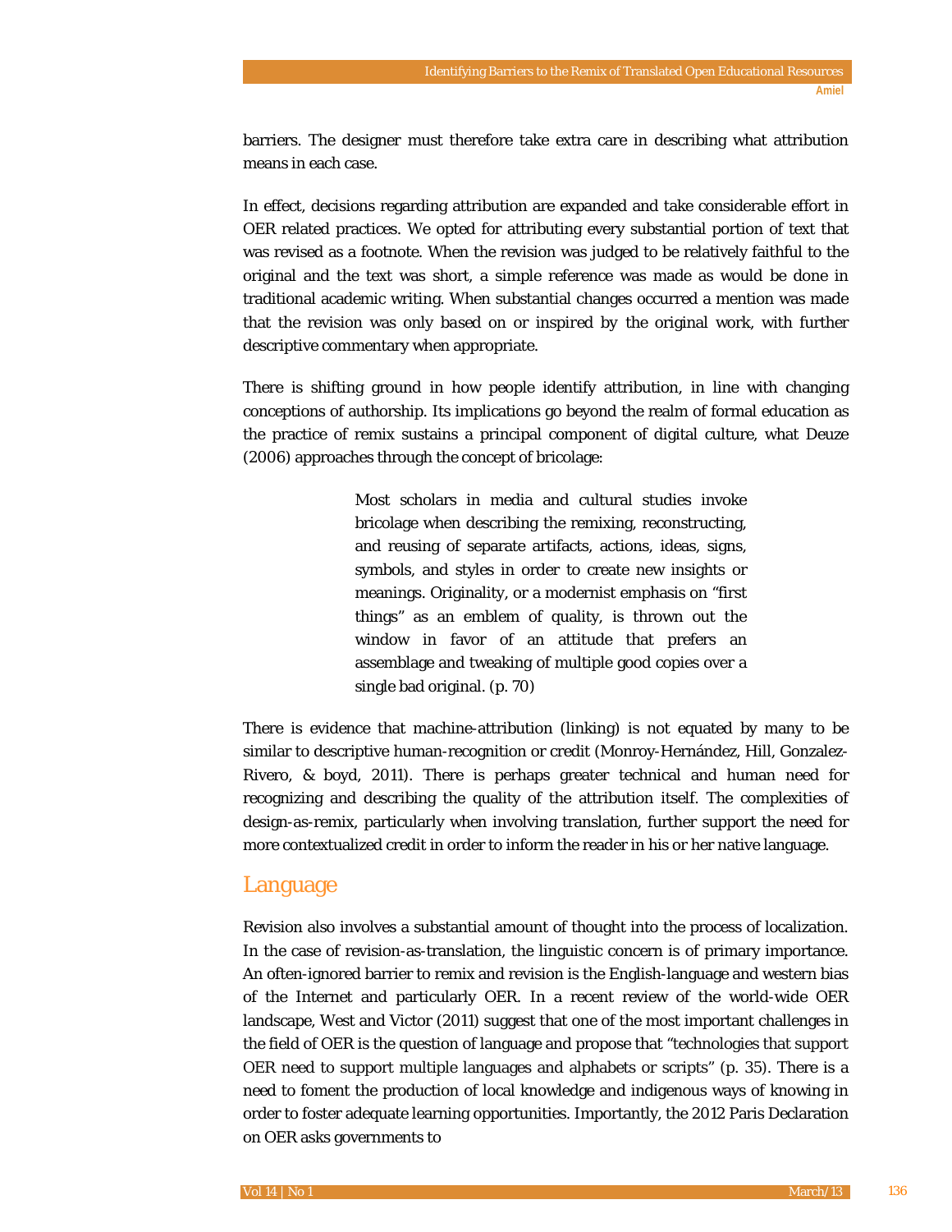barriers. The designer must therefore take extra care in describing what attribution means in each case.

In effect, decisions regarding attribution are expanded and take considerable effort in OER related practices. We opted for attributing every substantial portion of text that was revised as a footnote. When the revision was judged to be relatively faithful to the original and the text was short, a simple reference was made as would be done in traditional academic writing. When substantial changes occurred a mention was made that the revision was only *based on* or *inspired by* the original work, with further descriptive commentary when appropriate.

There is shifting ground in how people identify attribution, in line with changing conceptions of authorship. Its implications go beyond the realm of formal education as the practice of remix sustains a principal component of digital culture, what Deuze (2006) approaches through the concept of bricolage:

> Most scholars in media and cultural studies invoke bricolage when describing the remixing, reconstructing, and reusing of separate artifacts, actions, ideas, signs, symbols, and styles in order to create new insights or meanings. Originality, or a modernist emphasis on "first things" as an emblem of quality, is thrown out the window in favor of an attitude that prefers an assemblage and tweaking of multiple good copies over a single bad original. (p. 70)

There is evidence that machine-attribution (linking) is not equated by many to be similar to descriptive human-recognition or credit (Monroy-Hernández, Hill, Gonzalez-Rivero, & boyd, 2011). There is perhaps greater technical and human need for recognizing and describing the quality of the attribution itself. The complexities of design-as-remix, particularly when involving translation, further support the need for more contextualized credit in order to inform the reader in his or her native language.

## Language

Revision also involves a substantial amount of thought into the process of localization. In the case of revision-as-translation, the linguistic concern is of primary importance. An often-ignored barrier to remix and revision is the English-language and western bias of the Internet and particularly OER. In a recent review of the world-wide OER landscape, West and Victor (2011) suggest that one of the most important challenges in the field of OER is the question of language and propose that "technologies that support OER need to support multiple languages and alphabets or scripts" (p. 35). There is a need to foment the production of local knowledge and indigenous ways of knowing in order to foster adequate learning opportunities. Importantly, the 2012 Paris Declaration on OER asks governments to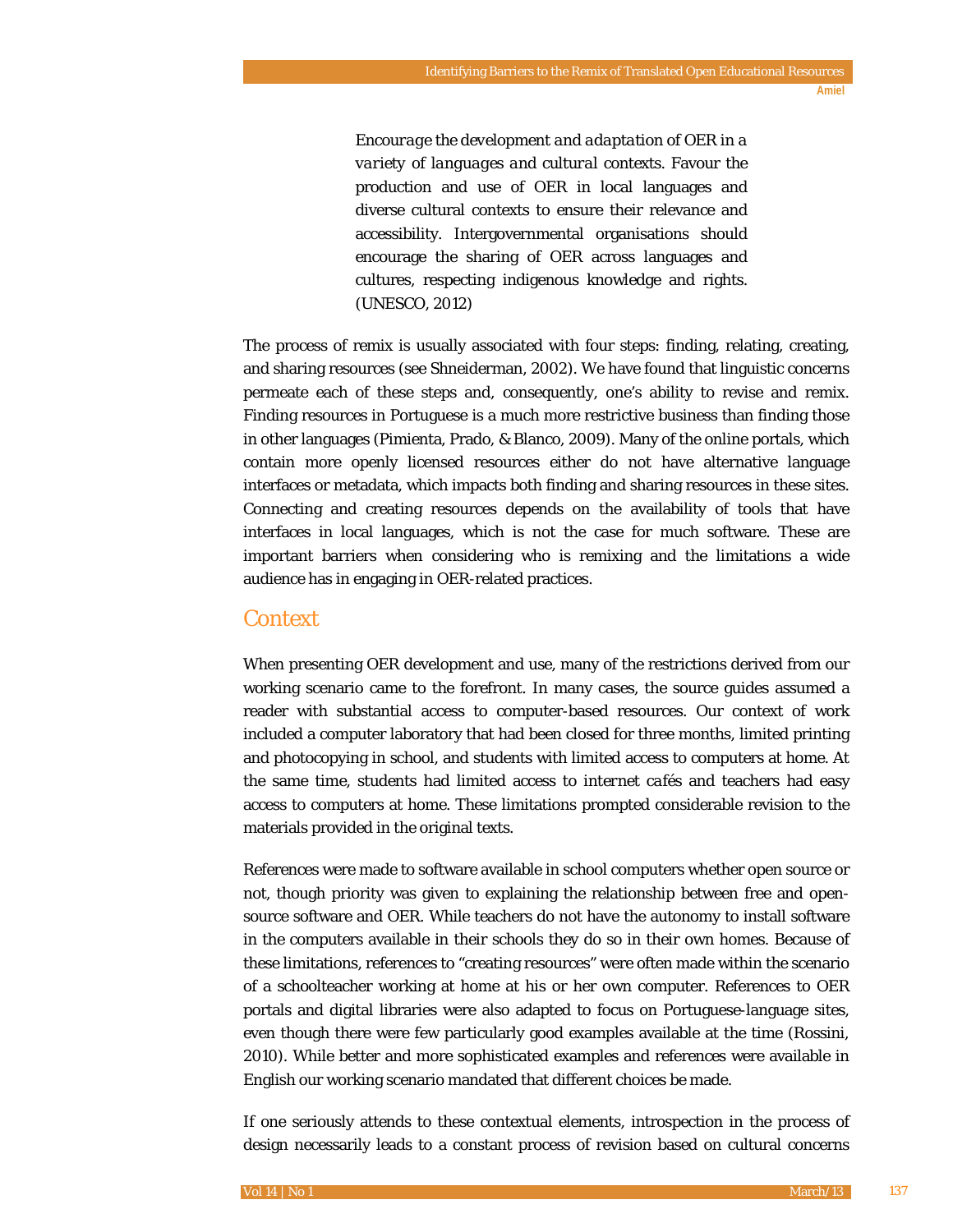> *Encourage the development and adaptation of OER in a variety of languages and cultural contexts.* Favour the production and use of OER in local languages and diverse cultural contexts to ensure their relevance and accessibility. Intergovernmental organisations should encourage the sharing of OER across languages and cultures, respecting indigenous knowledge and rights. (UNESCO, 2012)

The process of remix is usually associated with four steps: finding, relating, creating, and sharing resources (see Shneiderman, 2002). We have found that linguistic concerns permeate each of these steps and, consequently, one's ability to revise and remix. Finding resources in Portuguese is a much more restrictive business than finding those in other languages (Pimienta, Prado, & Blanco, 2009). Many of the online portals, which contain more openly licensed resources either do not have alternative language interfaces or metadata, which impacts both finding and sharing resources in these sites. Connecting and creating resources depends on the availability of tools that have interfaces in local languages, which is not the case for much software. These are important barriers when considering who is remixing and the limitations a wide audience has in engaging in OER-related practices.

## Context

When presenting OER development and use, many of the restrictions derived from our working scenario came to the forefront. In many cases, the source guides assumed a reader with substantial access to computer-based resources. Our context of work included a computer laboratory that had been closed for three months, limited printing and photocopying in school, and students with limited access to computers at home. At the same time, students had limited access to internet cafés and teachers had easy access to computers at home. These limitations prompted considerable revision to the materials provided in the original texts.

References were made to software available in school computers whether open source or not, though priority was given to explaining the relationship between free and open-source software and OER. While teachers do not have the autonomy to install software in the computers available in their schools they do so in their own homes. Because of these limitations, references to "creating resources" were often made within the scenario of a schoolteacher working at home at his or her own computer. References to OER portals and digital libraries were also adapted to focus on Portuguese-language sites, even though there were few particularly good examples available at the time (Rossini, 2010). While better and more sophisticated examples and references were available in English our working scenario mandated that different choices be made.

If one seriously attends to these contextual elements, introspection in the process of design necessarily leads to a constant process of revision based on cultural concerns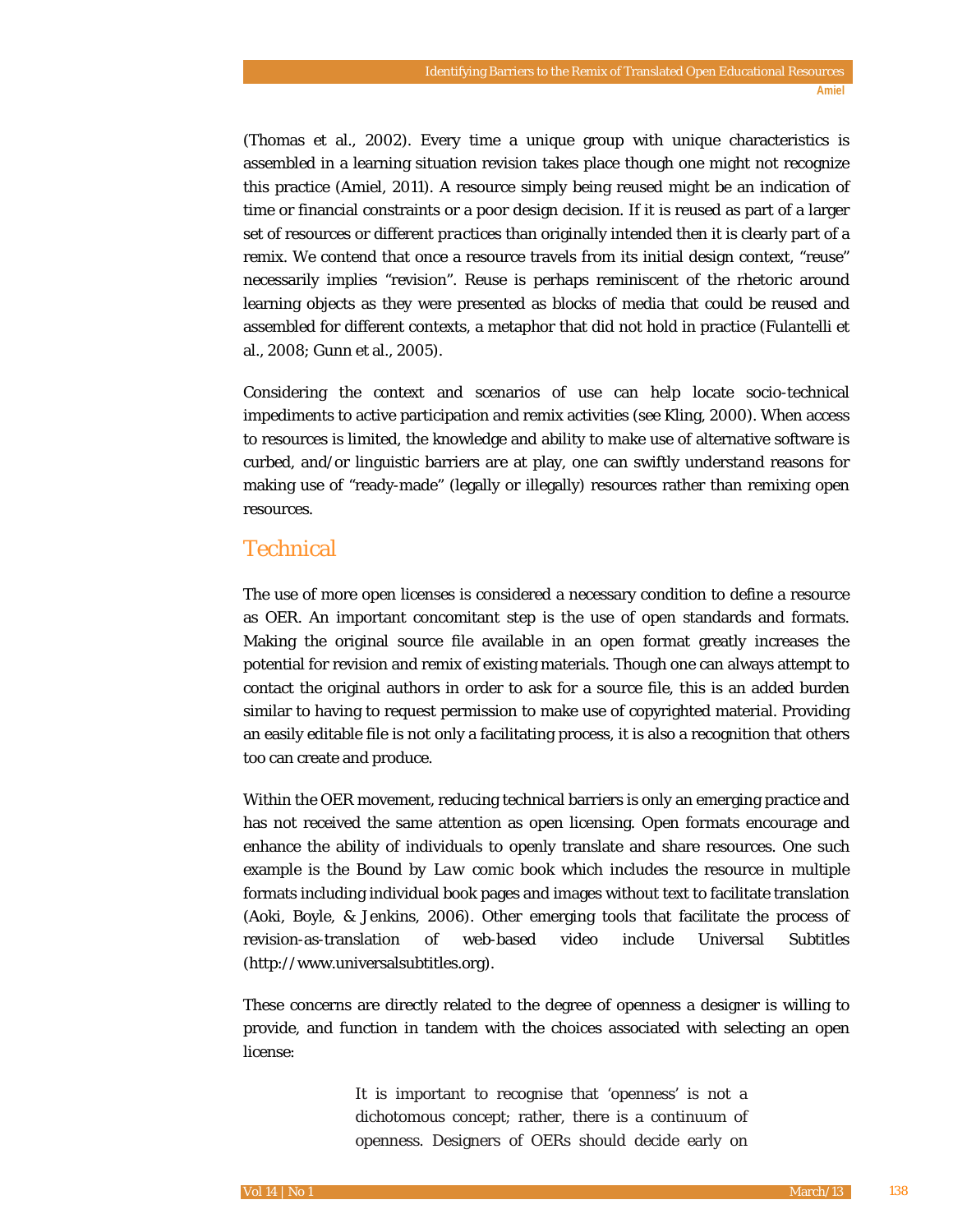(Thomas et al., 2002). Every time a unique group with unique characteristics is assembled in a learning situation revision takes place though one might not recognize this practice (Amiel, 2011). A resource simply being reused might be an indication of time or financial constraints or a poor design decision. If it is reused as part of a larger set of resources or different *practices* than originally intended then it is clearly part of a remix. We contend that once a resource travels from its initial design context, "reuse" necessarily implies "revision". Reuse is perhaps reminiscent of the rhetoric around learning objects as they were presented as blocks of media that could be reused and assembled for different contexts, a metaphor that did not hold in practice (Fulantelli et al., 2008; Gunn et al., 2005).

Considering the context and scenarios of use can help locate socio-technical impediments to active participation and remix activities (see Kling, 2000). When access to resources is limited, the knowledge and ability to make use of alternative software is curbed, and/or linguistic barriers are at play, one can swiftly understand reasons for making use of "ready-made" (legally or illegally) resources rather than remixing open resources.

## Technical

The use of more open licenses is considered a necessary condition to define a resource as OER. An important concomitant step is the use of open standards and formats. Making the original source file available in an open format greatly increases the potential for revision and remix of existing materials. Though one can always attempt to contact the original authors in order to ask for a source file, this is an added burden similar to having to request permission to make use of copyrighted material. Providing an easily editable file is not only a facilitating process, it is also a recognition that others too can create and produce.

Within the OER movement, reducing technical barriers is only an emerging practice and has not received the same attention as open licensing. Open formats encourage and enhance the ability of individuals to openly translate and share resources. One such example is the *Bound by Law* comic book which includes the resource in multiple formats including individual book pages and images without text to facilitate translation (Aoki, Boyle, & Jenkins, 2006). Other emerging tools that facilitate the process of revision-as-translation of web-based video include Universal Subtitles (http://www.universalsubtitles.org).

These concerns are directly related to the degree of openness a designer is willing to provide, and function in tandem with the choices associated with selecting an open license:

> It is important to recognise that 'openness' is not a dichotomous concept; rather, there is a continuum of openness. Designers of OERs should decide early on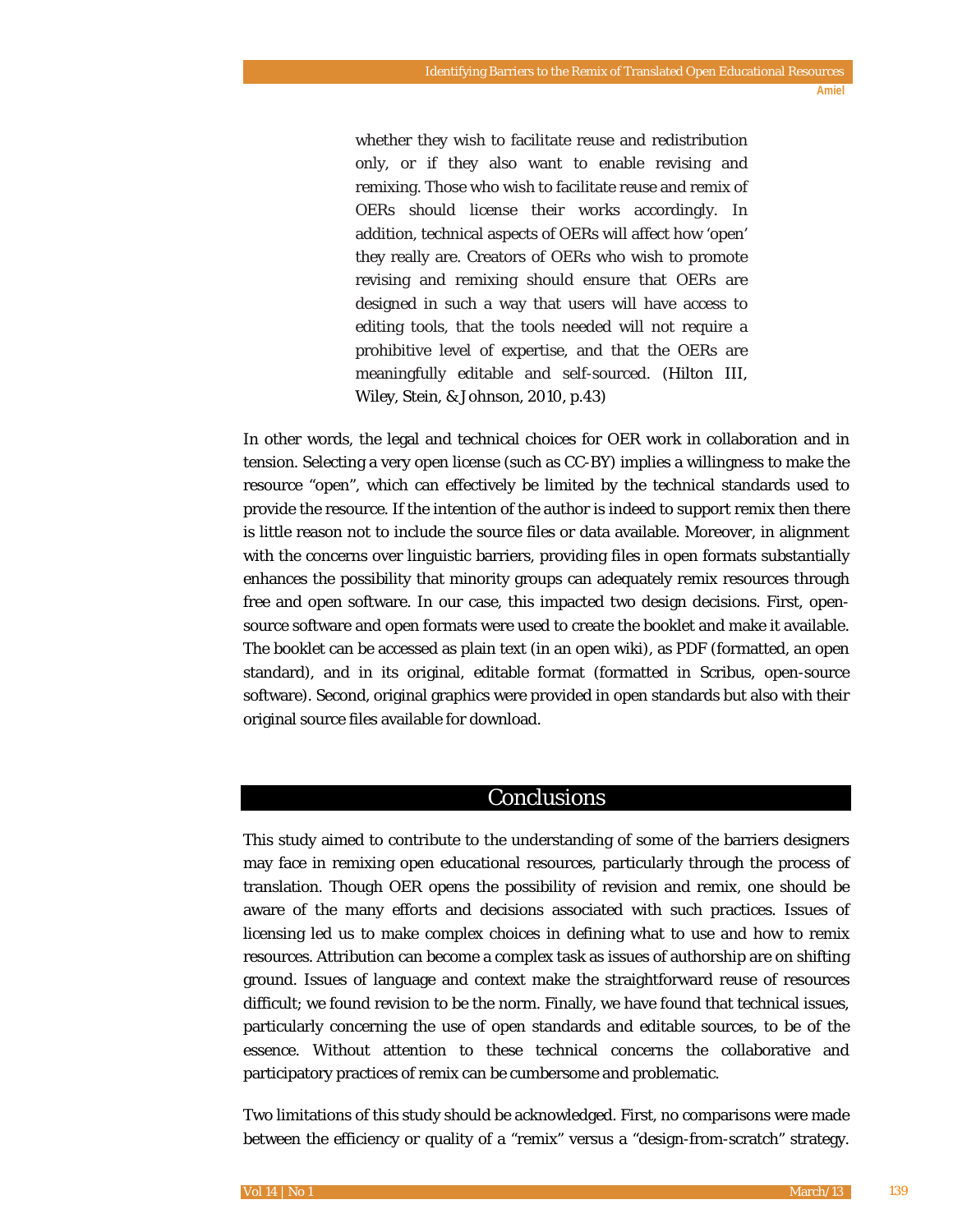> whether they wish to facilitate reuse and redistribution only, or if they also want to enable revising and remixing. Those who wish to facilitate reuse and remix of OERs should license their works accordingly. In addition, technical aspects of OERs will affect how 'open' they really are. Creators of OERs who wish to promote revising and remixing should ensure that OERs are designed in such a way that users will have access to editing tools, that the tools needed will not require a prohibitive level of expertise, and that the OERs are meaningfully editable and self-sourced. (Hilton III, Wiley, Stein, & Johnson, 2010, p.43)

In other words, the legal and technical choices for OER work in collaboration and in tension. Selecting a very open license (such as CC-BY) implies a willingness to make the resource "open", which can effectively be limited by the technical standards used to provide the resource. If the intention of the author is indeed to support remix then there is little reason not to include the source files or data available. Moreover, in alignment with the concerns over linguistic barriers, providing files in open formats substantially enhances the possibility that minority groups can adequately remix resources through free and open software. In our case, this impacted two design decisions. First, open-source software and open formats were used to create the booklet and make it available. The booklet can be accessed as plain text (in an open wiki), as PDF (formatted, an open standard), and in its original, editable format (formatted in Scribus, open-source software). Second, original graphics were provided in open standards but also with their original source files available for download.

## Conclusions

This study aimed to contribute to the understanding of some of the barriers designers may face in remixing open educational resources, particularly through the process of translation. Though OER opens the possibility of revision and remix, one should be aware of the many efforts and decisions associated with such practices. Issues of licensing led us to make complex choices in defining what to use and how to remix resources. Attribution can become a complex task as issues of authorship are on shifting ground. Issues of language and context make the straightforward reuse of resources difficult; we found revision to be the norm. Finally, we have found that technical issues, particularly concerning the use of open standards and editable sources, to be of the essence. Without attention to these technical concerns the collaborative and participatory practices of remix can be cumbersome and problematic.

Two limitations of this study should be acknowledged. First, no comparisons were made between the efficiency or quality of a "remix" versus a "design-from-scratch" strategy.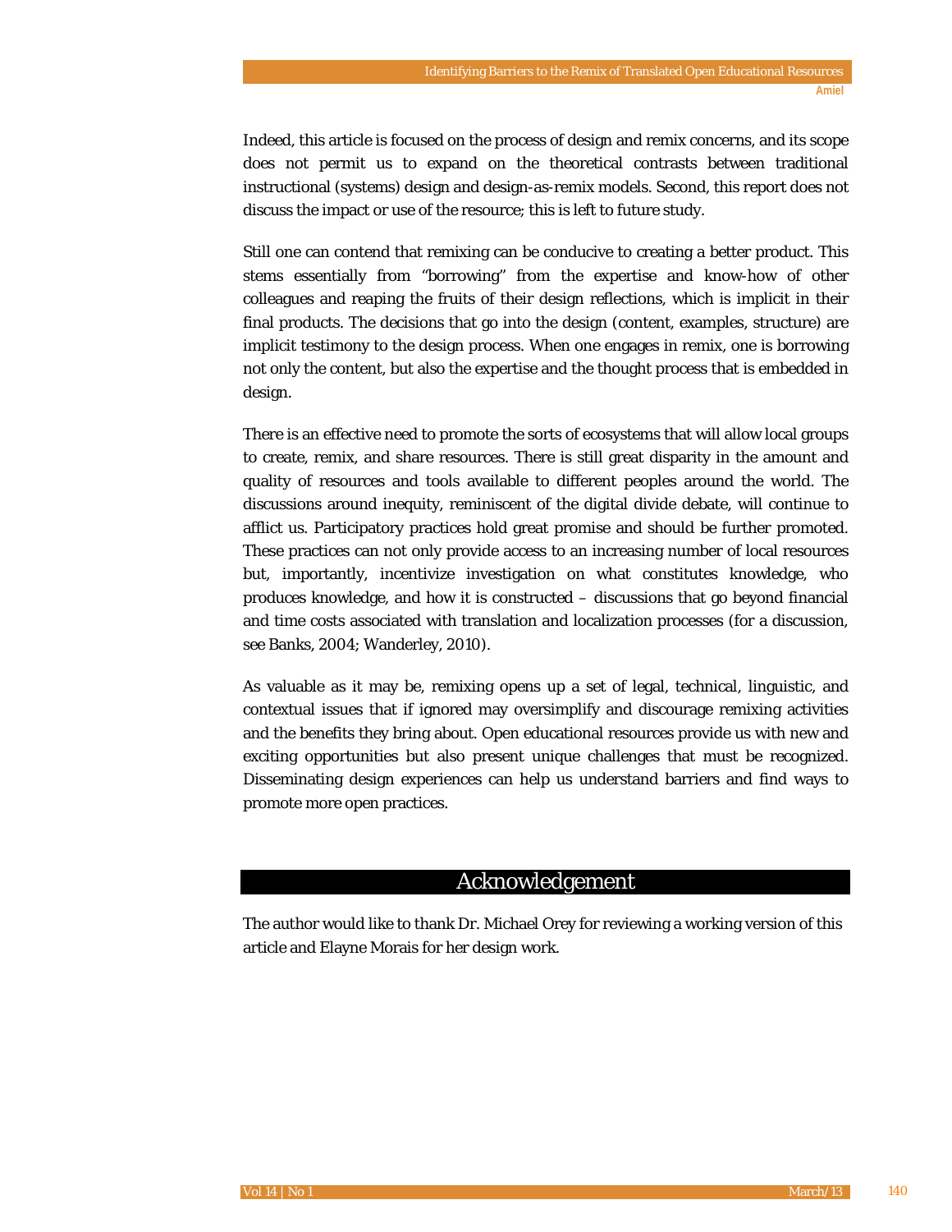Indeed, this article is focused on the process of design and remix concerns, and its scope does not permit us to expand on the theoretical contrasts between traditional instructional (systems) design and design-as-remix models. Second, this report does not discuss the impact or use of the resource; this is left to future study.

Still one can contend that remixing can be conducive to creating a better product. This stems essentially from "borrowing" from the expertise and know-how of other colleagues and reaping the fruits of their design reflections, which is implicit in their final products. The decisions that go into the design (content, examples, structure) are implicit testimony to the design process. When one engages in remix, one is borrowing not only the content, but also the expertise and the thought process that is embedded in design.

There is an effective need to promote the sorts of ecosystems that will allow local groups to create, remix, and share resources. There is still great disparity in the amount and quality of resources and tools available to different peoples around the world. The discussions around inequity, reminiscent of the digital divide debate, will continue to afflict us. Participatory practices hold great promise and should be further promoted. These practices can not only provide access to an increasing number of local resources but, importantly, incentivize investigation on what constitutes knowledge, who produces knowledge, and how it is constructed – discussions that go beyond financial and time costs associated with translation and localization processes (for a discussion, see Banks, 2004; Wanderley, 2010).

As valuable as it may be, remixing opens up a set of legal, technical, linguistic, and contextual issues that if ignored may oversimplify and discourage remixing activities and the benefits they bring about. Open educational resources provide us with new and exciting opportunities but also present unique challenges that must be recognized. Disseminating design experiences can help us understand barriers and find ways to promote more open practices.

## Acknowledgement

The author would like to thank Dr. Michael Orey for reviewing a working version of this article and Elayne Morais for her design work.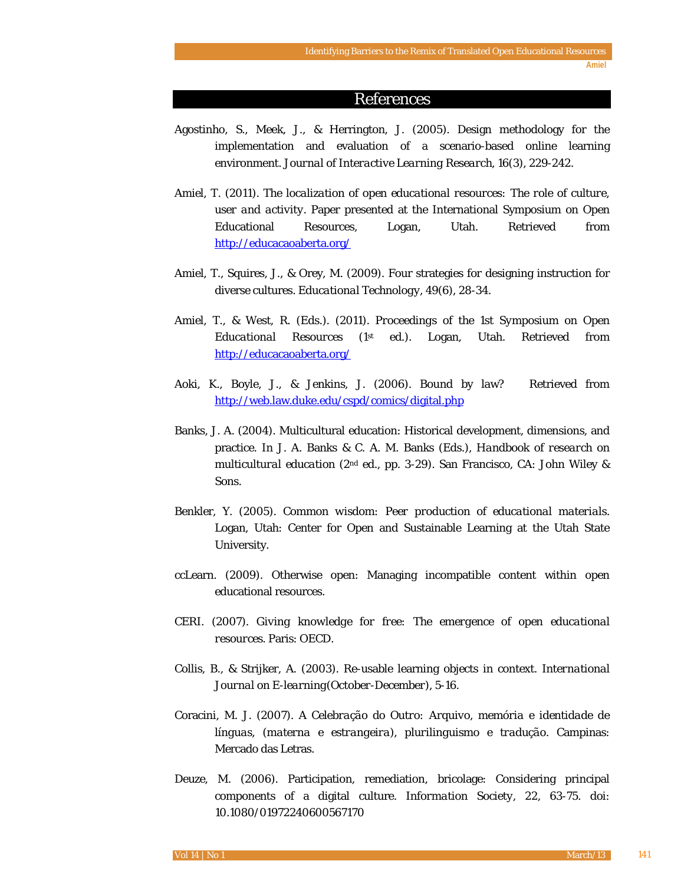# References

Agostinho, S., Meek, J., & Herrington, J. (2005). Design methodology for the implementation and evaluation of a scenario-based online learning environment. *Journal of Interactive Learning Research, 16*(3), 229-242.

Amiel, T. (2011). *The localization of open educational resources: The role of culture, user and activity*. Paper presented at the International Symposium on Open Educational Resources, Logan, Utah. Retrieved from http://educacaoaberta.org/

Amiel, T., Squires, J., & Orey, M. (2009). Four strategies for designing instruction for diverse cultures. *Educational Technology, 49*(6), 28-34.

Amiel, T., & West, R. (Eds.). (2011). *Proceedings of the 1st Symposium on Open Educational Resources* (1st ed.). Logan, Utah. Retrieved from http://educacaoaberta.org/

Aoki, K., Boyle, J., & Jenkins, J. (2006). Bound by law? Retrieved from http://web.law.duke.edu/cspd/comics/digital.php

Banks, J. A. (2004). Multicultural education: Historical development, dimensions, and practice. In J. A. Banks & C. A. M. Banks (Eds.), *Handbook of research on multicultural education* (2nd ed., pp. 3-29). San Francisco, CA: John Wiley & Sons.

Benkler, Y. (2005). *Common wisdom: Peer production of educational materials*. Logan, Utah: Center for Open and Sustainable Learning at the Utah State University.

ccLearn. (2009). Otherwise open: Managing incompatible content within open educational resources.

CERI. (2007). *Giving knowledge for free: The emergence of open educational resources*. Paris: OECD.

Collis, B., & Strijker, A. (2003). Re-usable learning objects in context. *International Journal on E-learning*(October-December), 5-16.

Coracini, M. J. (2007). *A Celebração do Outro: Arquivo, memória e identidade de línguas, (materna e estrangeira), plurilinguismo e tradução*. Campinas: Mercado das Letras.

Deuze, M. (2006). Participation, remediation, bricolage: Considering principal components of a digital culture. *Information Society, 22*, 63-75. doi: 10.1080/01972240600567170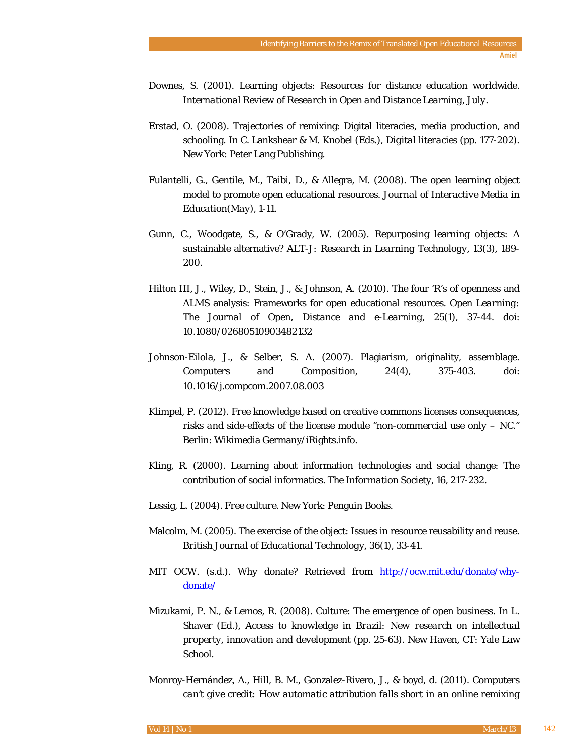Downes, S. (2001). Learning objects: Resources for distance education worldwide. *International Review of Research in Open and Distance Learning, July*.

Erstad, O. (2008). Trajectories of remixing: Digital literacies, media production, and schooling. In C. Lankshear & M. Knobel (Eds.), *Digital literacies* (pp. 177-202). New York: Peter Lang Publishing.

Fulantelli, G., Gentile, M., Taibi, D., & Allegra, M. (2008). The open learning object model to promote open educational resources. *Journal of Interactive Media in Education(May)*, 1-11.

Gunn, C., Woodgate, S., & O'Grady, W. (2005). Repurposing learning objects: A sustainable alternative? *ALT-J: Research in Learning Technology, 13*(3), 189-200.

Hilton III, J., Wiley, D., Stein, J., & Johnson, A. (2010). The four 'R's of openness and ALMS analysis: Frameworks for open educational resources. *Open Learning: The Journal of Open, Distance and e-Learning, 25*(1), 37-44. doi: 10.1080/02680510903482132

Johnson-Eilola, J., & Selber, S. A. (2007). Plagiarism, originality, assemblage. *Computers and Composition, 24*(4), 375-403. doi: 10.1016/j.compcom.2007.08.003

Klimpel, P. (2012). *Free knowledge based on creative commons licenses consequences, risks and side-effects of the license module "non-commercial use only – NC."* Berlin: Wikimedia Germany/iRights.info.

Kling, R. (2000). Learning about information technologies and social change: The contribution of social informatics. *The Information Society, 16*, 217-232.

Lessig, L. (2004). *Free culture*. New York: Penguin Books.

Malcolm, M. (2005). The exercise of the object: Issues in resource reusability and reuse. *British Journal of Educational Technology, 36*(1), 33-41.

MIT OCW. (s.d.). Why donate? Retrieved from http://ocw.mit.edu/donate/why-donate/

Mizukami, P. N., & Lemos, R. (2008). Culture: The emergence of open business. In L. Shaver (Ed.), *Access to knowledge in Brazil: New research on intellectual property, innovation and development* (pp. 25-63). New Haven, CT: Yale Law School.

Monroy-Hernández, A., Hill, B. M., Gonzalez-Rivero, J., & boyd, d. (2011). Computers *can't give credit: How automatic attribution falls short in an online remixing*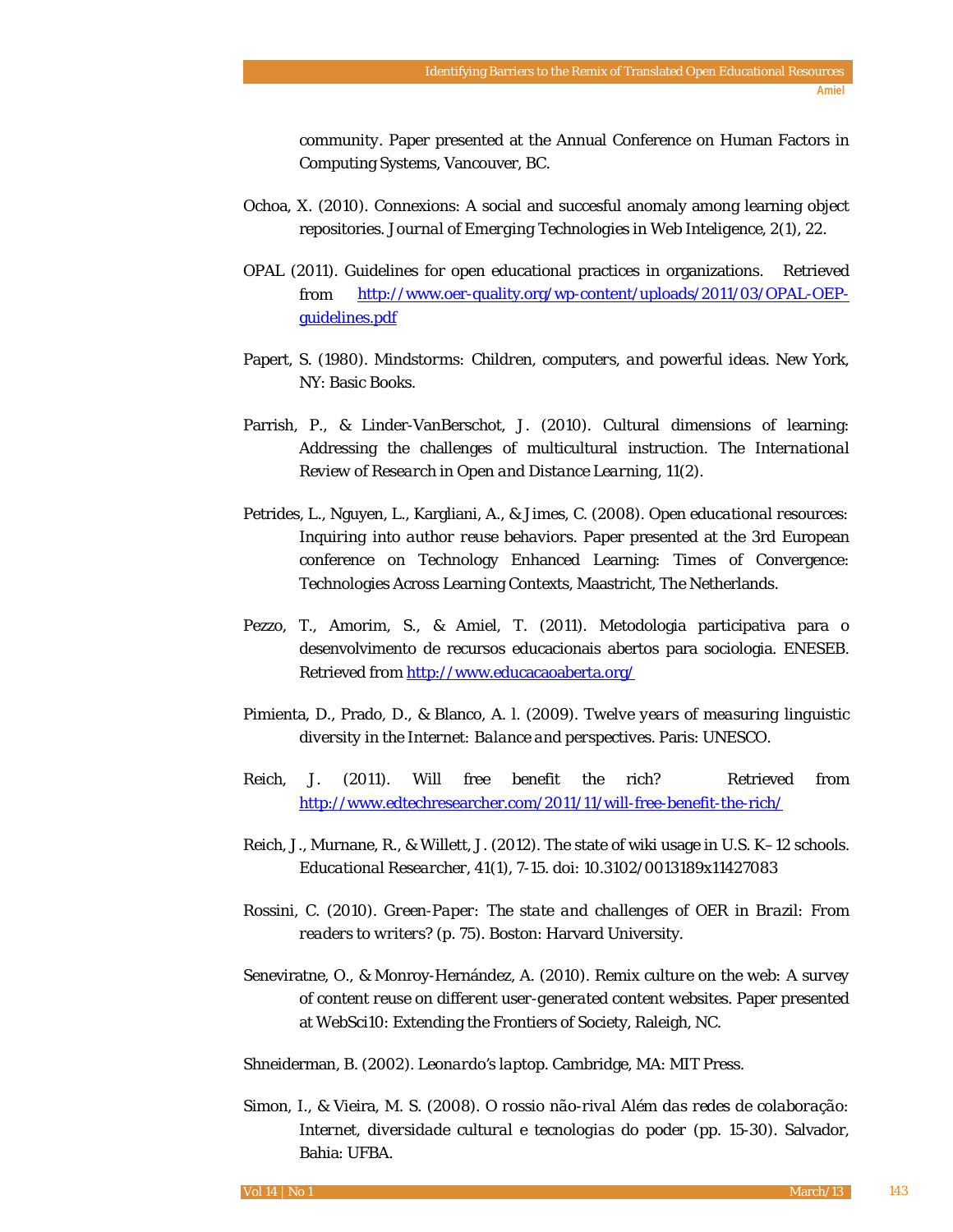community. Paper presented at the Annual Conference on Human Factors in Computing Systems, Vancouver, BC.

Ochoa, X. (2010). Connexions: A social and succesful anomaly among learning object repositories. *Journal of Emerging Technologies in Web Inteligence, 2*(1), 22.

OPAL (2011). Guidelines for open educational practices in organizations. Retrieved from http://www.oer-quality.org/wp-content/uploads/2011/03/OPAL-OEP-guidelines.pdf

Papert, S. (1980). *Mindstorms: Children, computers, and powerful ideas*. New York, NY: Basic Books.

Parrish, P., & Linder-VanBerschot, J. (2010). Cultural dimensions of learning: Addressing the challenges of multicultural instruction. *The International Review of Research in Open and Distance Learning, 11*(2).

Petrides, L., Nguyen, L., Kargliani, A., & Jimes, C. (2008). *Open educational resources: Inquiring into author reuse behaviors*. Paper presented at the 3rd European conference on Technology Enhanced Learning: Times of Convergence: Technologies Across Learning Contexts, Maastricht, The Netherlands.

Pezzo, T., Amorim, S., & Amiel, T. (2011). Metodologia participativa para o desenvolvimento de recursos educacionais abertos para sociologia. *ENESEB*. Retrieved from http://www.educacaoaberta.org/

Pimienta, D., Prado, D., & Blanco, A. l. (2009). *Twelve years of measuring linguistic diversity in the Internet: Balance and perspectives*. Paris: UNESCO.

Reich, J. (2011). Will free benefit the rich? Retrieved from http://www.edtechresearcher.com/2011/11/will-free-benefit-the-rich/

Reich, J., Murnane, R., & Willett, J. (2012). The state of wiki usage in U.S. K–12 schools. *Educational Researcher, 41*(1), 7-15. doi: 10.3102/0013189x11427083

Rossini, C. (2010). *Green-Paper: The state and challenges of OER in Brazil: From readers to writers?* (p. 75). Boston: Harvard University.

Seneviratne, O., & Monroy-Hernández, A. (2010). *Remix culture on the web: A survey of content reuse on different user-generated content websites*. Paper presented at WebSci10: Extending the Frontiers of Society, Raleigh, NC.

Shneiderman, B. (2002). *Leonardo's laptop*. Cambridge, MA: MIT Press.

Simon, I., & Vieira, M. S. (2008). *O rossio não-rival Além das redes de colaboração: Internet, diversidade cultural e tecnologias do poder* (pp. 15-30). Salvador, Bahia: UFBA.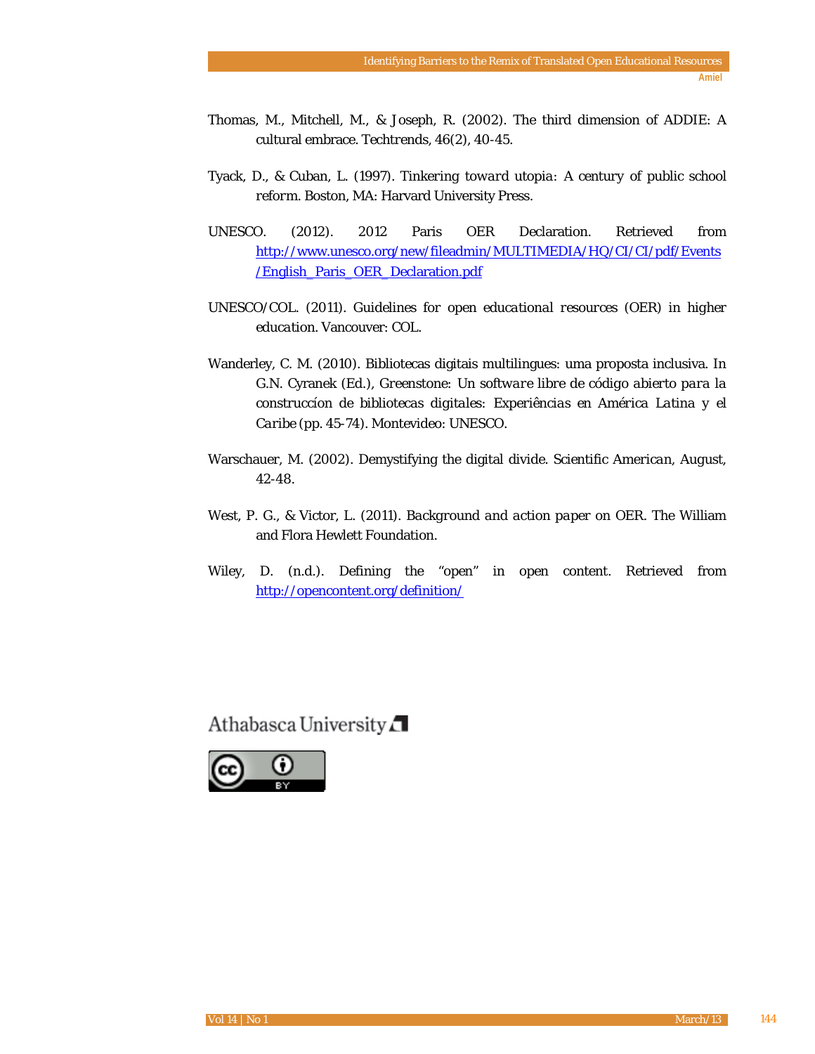Thomas, M., Mitchell, M., & Joseph, R. (2002). The third dimension of ADDIE: A cultural embrace. *Techtrends, 46*(2), 40-45.

Tyack, D., & Cuban, L. (1997). *Tinkering toward utopia: A century of public school reform*. Boston, MA: Harvard University Press.

UNESCO. (2012). 2012 Paris OER Declaration. Retrieved from http://www.unesco.org/new/fileadmin/MULTIMEDIA/HQ/CI/CI/pdf/Events/English_Paris_OER_Declaration.pdf

UNESCO/COL. (2011). *Guidelines for open educational resources (OER) in higher education*. Vancouver: COL.

Wanderley, C. M. (2010). Bibliotecas digitais multilingues: uma proposta inclusiva. In G.N. Cyranek (Ed.), *Greenstone: Un software libre de código abierto para la construccíon de bibliotecas digitales: Experiências en América Latina y el Caribe* (pp. 45-74). Montevideo: UNESCO.

Warschauer, M. (2002). Demystifying the digital divide. *Scientific American*, August, 42-48.

West, P. G., & Victor, L. (2011). *Background and action paper on OER*. The William and Flora Hewlett Foundation.

Wiley, D. (n.d.). Defining the "open" in open content. Retrieved from http://opencontent.org/definition/

Athabasca University